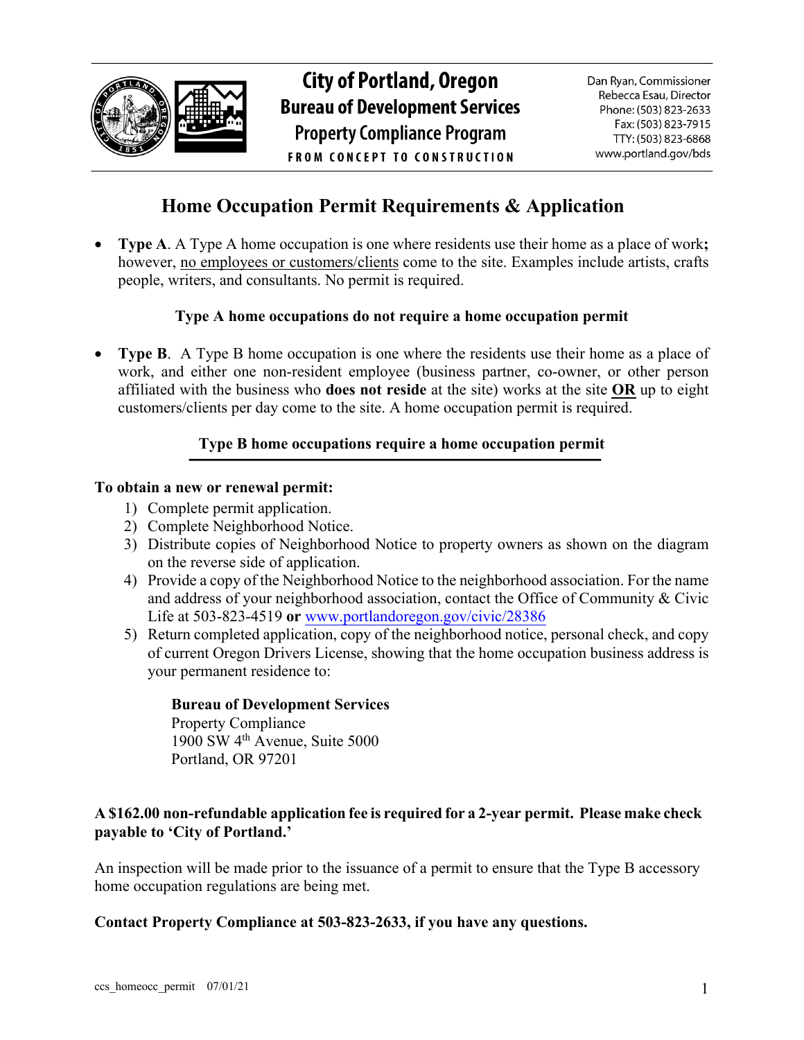City of Portland, Oregon
**Bureau of Development Services**
**Property Compliance Program**
FROM CONCEPT TO CONSTRUCTION

Dan Ryan, Commissioner
Rebecca Esau, Director
Phone: (503) 823-2633
Fax: (503) 823-7915
TTY: (503) 823-6868
www.portland.gov/bds

# Home Occupation Permit Requirements & Application

- **Type A**. A Type A home occupation is one where residents use their home as a place of work**;** however, no employees or customers/clients come to the site. Examples include artists, crafts people, writers, and consultants. No permit is required.

**Type A home occupations do not require a home occupation permit**

- **Type B**. A Type B home occupation is one where the residents use their home as a place of work, and either one non-resident employee (business partner, co-owner, or other person affiliated with the business who **does not reside** at the site) works at the site **OR** up to eight customers/clients per day come to the site. A home occupation permit is required.

**Type B home occupations require a home occupation permit**

**To obtain a new or renewal permit:**

1) Complete permit application.
2) Complete Neighborhood Notice.
3) Distribute copies of Neighborhood Notice to property owners as shown on the diagram on the reverse side of application.
4) Provide a copy of the Neighborhood Notice to the neighborhood association. For the name and address of your neighborhood association, contact the Office of Community & Civic Life at 503-823-4519 **or** www.portlandoregon.gov/civic/28386
5) Return completed application, copy of the neighborhood notice, personal check, and copy of current Oregon Drivers License, showing that the home occupation business address is your permanent residence to:

   **Bureau of Development Services**
   Property Compliance
   1900 SW 4th Avenue, Suite 5000
   Portland, OR 97201

**A $162.00 non-refundable application fee is required for a 2-year permit. Please make check payable to 'City of Portland.'**

An inspection will be made prior to the issuance of a permit to ensure that the Type B accessory home occupation regulations are being met.

**Contact Property Compliance at 503-823-2633, if you have any questions.**

ccs_homeocc_permit 07/01/21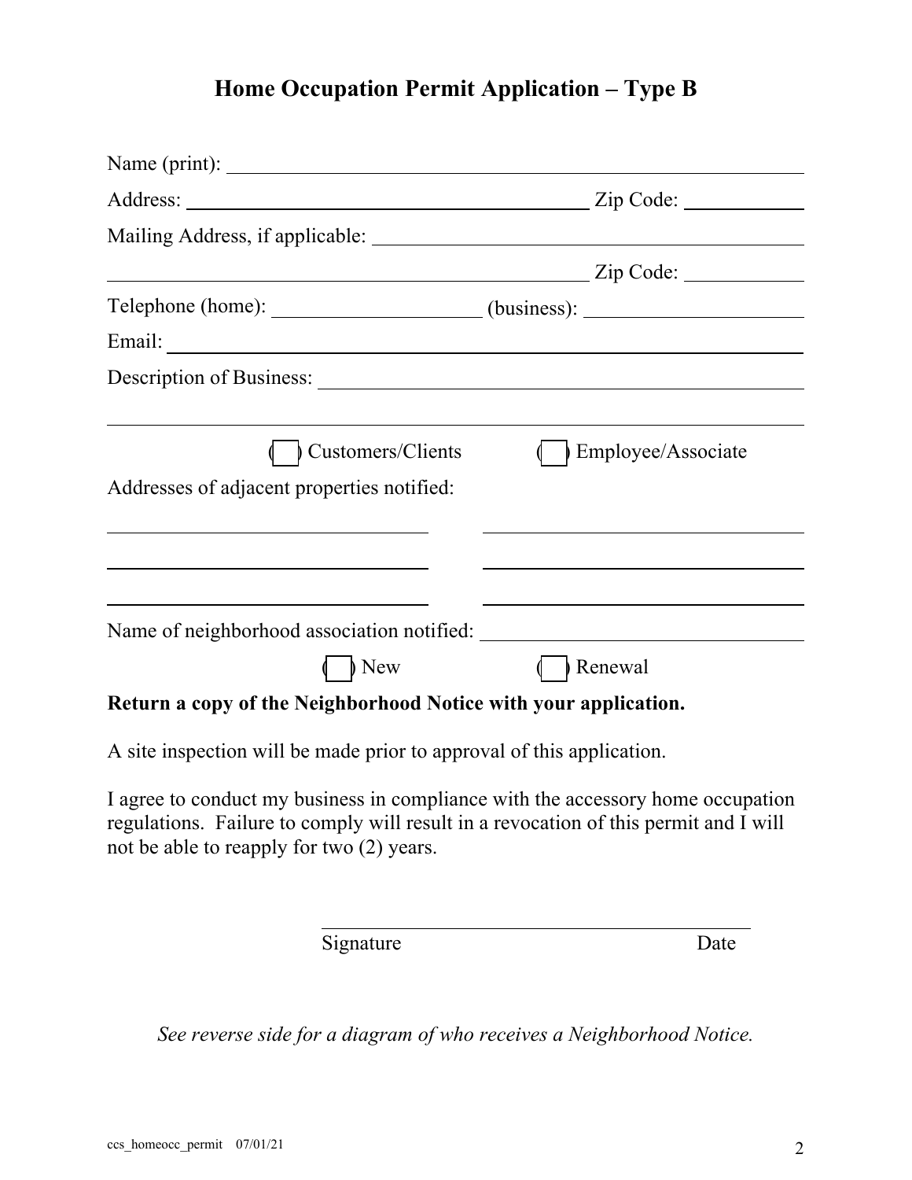# Home Occupation Permit Application – Type B

Name (print): ______________________________________________

Address: ______________________________ Zip Code: __________

Mailing Address, if applicable: ______________________________

______________________________________ Zip Code: __________

Telephone (home): ________________ (business): ________________

Email: ______________________________________________

Description of Business: ______________________________________

______________________________________________

( ) Customers/Clients ( ) Employee/Associate

Addresses of adjacent properties notified:

______________________ ______________________

______________________ ______________________

______________________ ______________________

Name of neighborhood association notified: ______________________

( ) New ( ) Renewal

**Return a copy of the Neighborhood Notice with your application.**

A site inspection will be made prior to approval of this application.

I agree to conduct my business in compliance with the accessory home occupation regulations. Failure to comply will result in a revocation of this permit and I will not be able to reapply for two (2) years.

______________________________________

Signature Date

*See reverse side for a diagram of who receives a Neighborhood Notice.*

ccs_homeocc_permit 07/01/21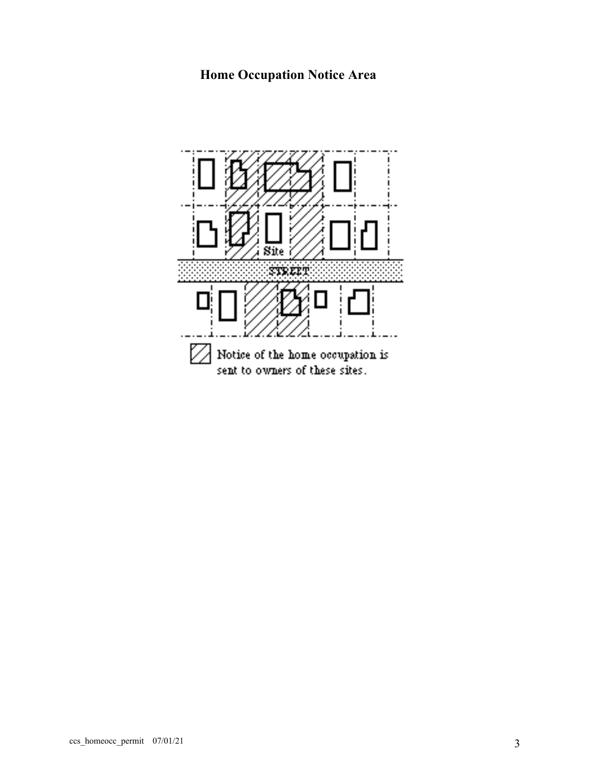# Home Occupation Notice Area

Site

STREET

Notice of the home occupation is sent to owners of these sites.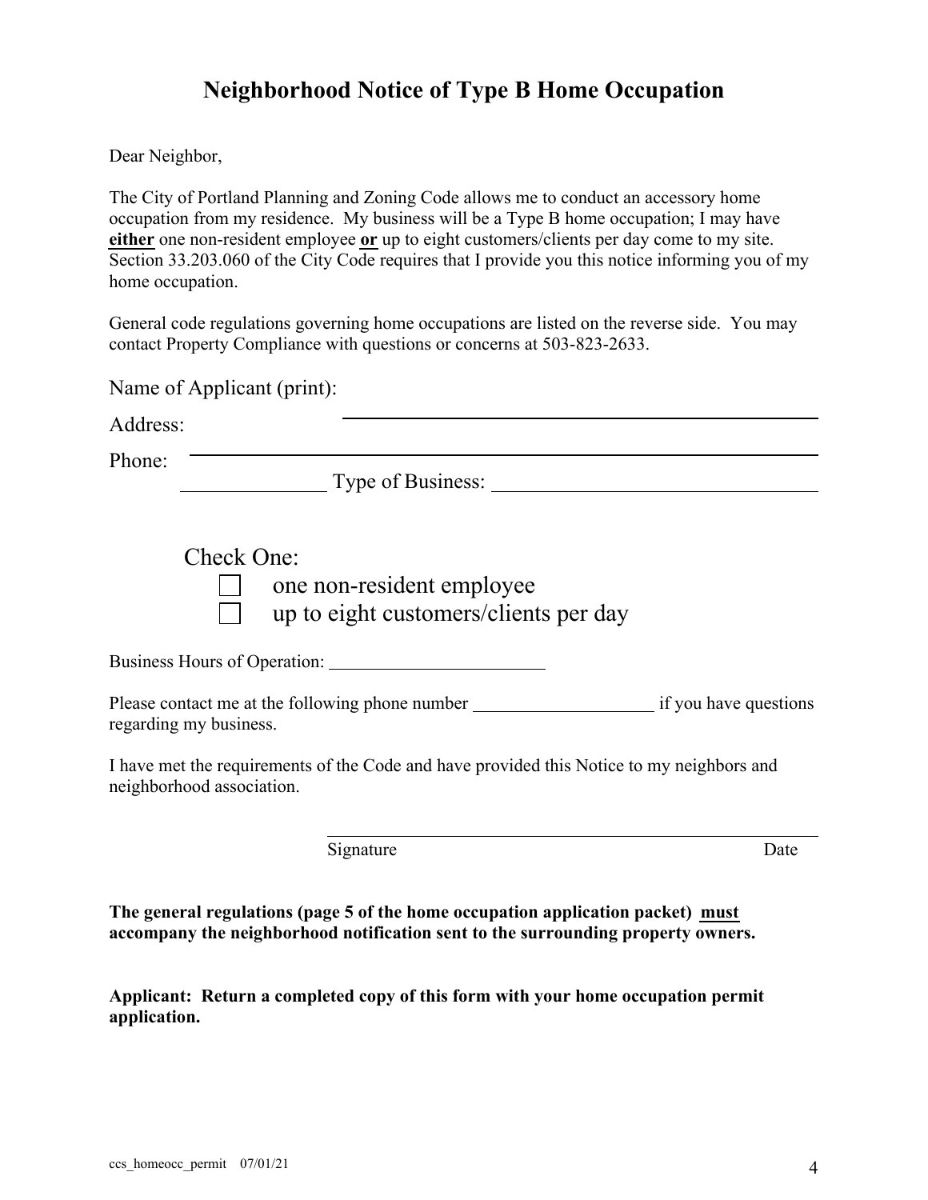# Neighborhood Notice of Type B Home Occupation

Dear Neighbor,

The City of Portland Planning and Zoning Code allows me to conduct an accessory home occupation from my residence. My business will be a Type B home occupation; I may have **<u>either</u>** one non-resident employee **<u>or</u>** up to eight customers/clients per day come to my site. Section 33.203.060 of the City Code requires that I provide you this notice informing you of my home occupation.

General code regulations governing home occupations are listed on the reverse side. You may contact Property Compliance with questions or concerns at 503-823-2633.

Name of Applicant (print): ______________________________

Address: ______________________________

Phone: ______________ Type of Business: ______________________________

Check One:

- ☐ one non-resident employee
- ☐ up to eight customers/clients per day

Business Hours of Operation: ______________________

Please contact me at the following phone number __________________ if you have questions regarding my business.

I have met the requirements of the Code and have provided this Notice to my neighbors and neighborhood association.

______________________________

Signature Date

**The general regulations (page 5 of the home occupation application packet) <u>must</u> accompany the neighborhood notification sent to the surrounding property owners.**

**Applicant: Return a completed copy of this form with your home occupation permit application.**

ccs_homeocc_permit 07/01/21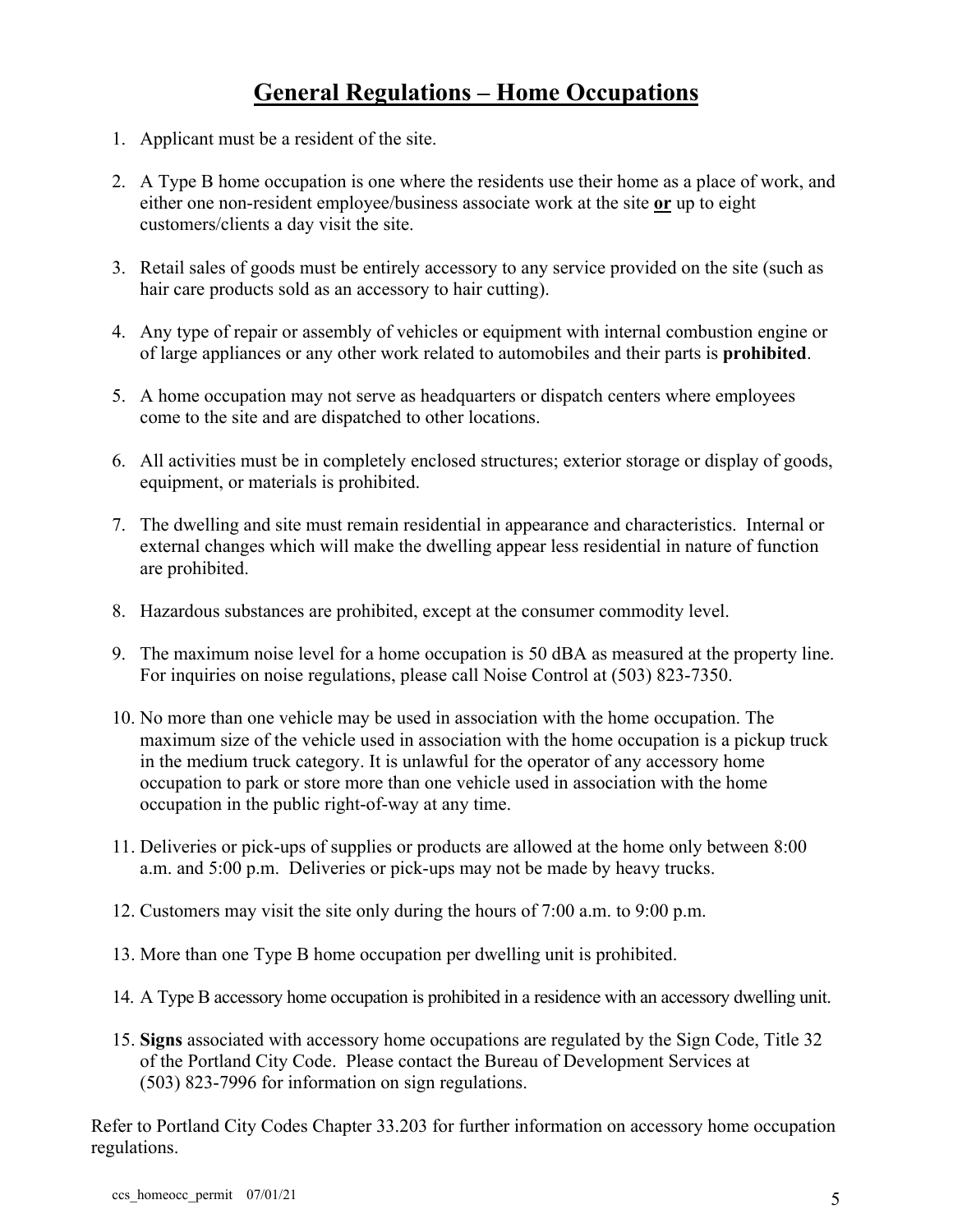# General Regulations – Home Occupations

1. Applicant must be a resident of the site.
2. A Type B home occupation is one where the residents use their home as a place of work, and either one non-resident employee/business associate work at the site **or** up to eight customers/clients a day visit the site.
3. Retail sales of goods must be entirely accessory to any service provided on the site (such as hair care products sold as an accessory to hair cutting).
4. Any type of repair or assembly of vehicles or equipment with internal combustion engine or of large appliances or any other work related to automobiles and their parts is **prohibited**.
5. A home occupation may not serve as headquarters or dispatch centers where employees come to the site and are dispatched to other locations.
6. All activities must be in completely enclosed structures; exterior storage or display of goods, equipment, or materials is prohibited.
7. The dwelling and site must remain residential in appearance and characteristics. Internal or external changes which will make the dwelling appear less residential in nature of function are prohibited.
8. Hazardous substances are prohibited, except at the consumer commodity level.
9. The maximum noise level for a home occupation is 50 dBA as measured at the property line. For inquiries on noise regulations, please call Noise Control at (503) 823-7350.
10. No more than one vehicle may be used in association with the home occupation. The maximum size of the vehicle used in association with the home occupation is a pickup truck in the medium truck category. It is unlawful for the operator of any accessory home occupation to park or store more than one vehicle used in association with the home occupation in the public right-of-way at any time.
11. Deliveries or pick-ups of supplies or products are allowed at the home only between 8:00 a.m. and 5:00 p.m. Deliveries or pick-ups may not be made by heavy trucks.
12. Customers may visit the site only during the hours of 7:00 a.m. to 9:00 p.m.
13. More than one Type B home occupation per dwelling unit is prohibited.
14. A Type B accessory home occupation is prohibited in a residence with an accessory dwelling unit.
15. **Signs** associated with accessory home occupations are regulated by the Sign Code, Title 32 of the Portland City Code. Please contact the Bureau of Development Services at (503) 823-7996 for information on sign regulations.

Refer to Portland City Codes Chapter 33.203 for further information on accessory home occupation regulations.